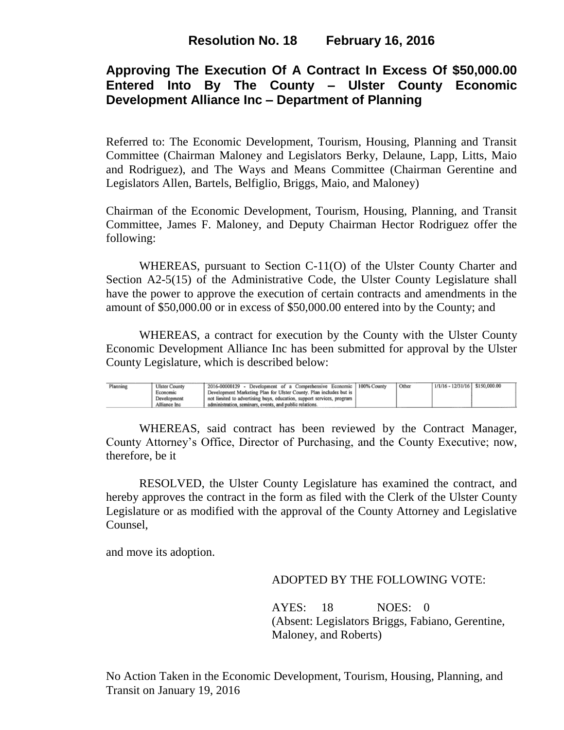# Resolution No. 18 February 16, 2016

## Approving The Execution Of A Contract In Excess Of $50,000.00 Entered Into By The County – Ulster County Economic Development Alliance Inc – Department of Planning

Referred to: The Economic Development, Tourism, Housing, Planning and Transit Committee (Chairman Maloney and Legislators Berky, Delaune, Lapp, Litts, Maio and Rodriguez), and The Ways and Means Committee (Chairman Gerentine and Legislators Allen, Bartels, Belfiglio, Briggs, Maio, and Maloney)

Chairman of the Economic Development, Tourism, Housing, Planning, and Transit Committee, James F. Maloney, and Deputy Chairman Hector Rodriguez offer the following:

WHEREAS, pursuant to Section C-11(O) of the Ulster County Charter and Section A2-5(15) of the Administrative Code, the Ulster County Legislature shall have the power to approve the execution of certain contracts and amendments in the amount of $50,000.00 or in excess of $50,000.00 entered into by the County; and

WHEREAS, a contract for execution by the County with the Ulster County Economic Development Alliance Inc has been submitted for approval by the Ulster County Legislature, which is described below:

| | | | | | | |
|---|---|---|---|---|---|---|
| Planning | Ulster County Economic Development Alliance Inc | 2016-00000129 - Development of a Comprehensive Economic Development Marketing Plan for Ulster County. Plan includes but is not limited to advertising buys, education, support services, program administration, seminars, events, and public relations. | 100% County | Other | 1/1/16 - 12/31/16 | $150,000.00 |

WHEREAS, said contract has been reviewed by the Contract Manager, County Attorney's Office, Director of Purchasing, and the County Executive; now, therefore, be it

RESOLVED, the Ulster County Legislature has examined the contract, and hereby approves the contract in the form as filed with the Clerk of the Ulster County Legislature or as modified with the approval of the County Attorney and Legislative Counsel,

and move its adoption.

ADOPTED BY THE FOLLOWING VOTE:

AYES: 18 NOES: 0
(Absent: Legislators Briggs, Fabiano, Gerentine, Maloney, and Roberts)

No Action Taken in the Economic Development, Tourism, Housing, Planning, and Transit on January 19, 2016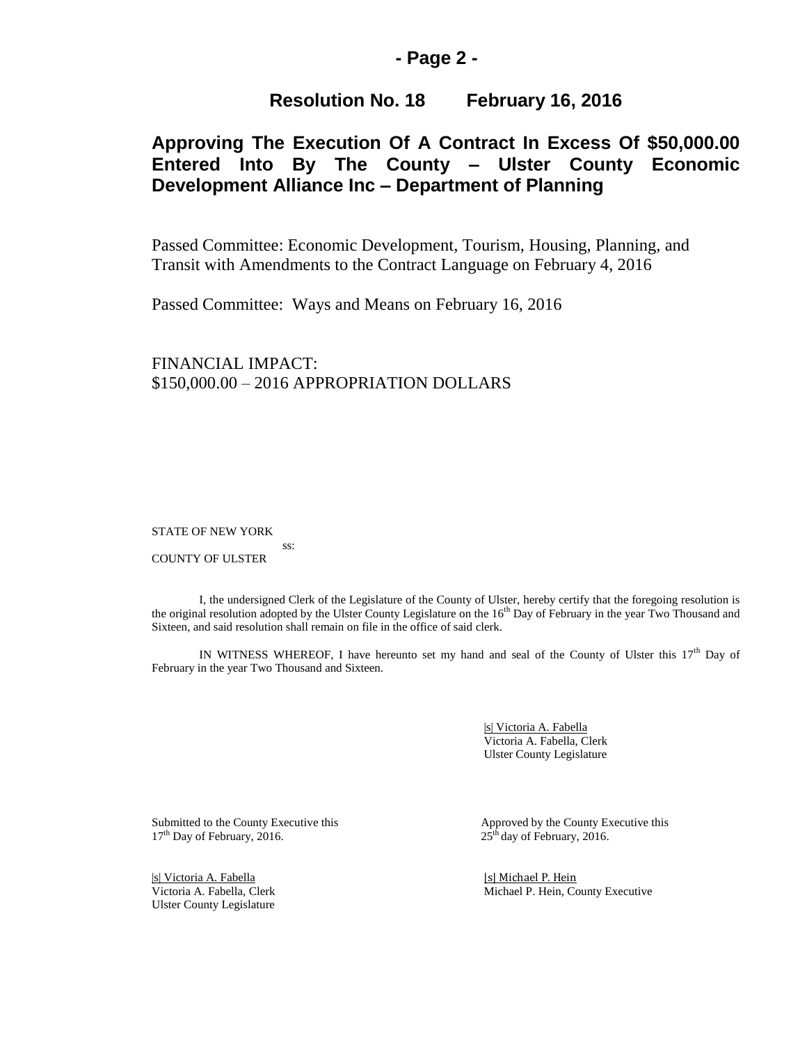## Resolution No. 18 February 16, 2016

## Approving The Execution Of A Contract In Excess Of $50,000.00 Entered Into By The County – Ulster County Economic Development Alliance Inc – Department of Planning

Passed Committee: Economic Development, Tourism, Housing, Planning, and Transit with Amendments to the Contract Language on February 4, 2016

Passed Committee: Ways and Means on February 16, 2016

FINANCIAL IMPACT:
$150,000.00 – 2016 APPROPRIATION DOLLARS

STATE OF NEW YORK
ss:
COUNTY OF ULSTER

I, the undersigned Clerk of the Legislature of the County of Ulster, hereby certify that the foregoing resolution is the original resolution adopted by the Ulster County Legislature on the 16th Day of February in the year Two Thousand and Sixteen, and said resolution shall remain on file in the office of said clerk.

IN WITNESS WHEREOF, I have hereunto set my hand and seal of the County of Ulster this 17th Day of February in the year Two Thousand and Sixteen.

|s| Victoria A. Fabella
Victoria A. Fabella, Clerk
Ulster County Legislature

Submitted to the County Executive this 17th Day of February, 2016.

|s| Victoria A. Fabella
Victoria A. Fabella, Clerk
Ulster County Legislature

Approved by the County Executive this 25th day of February, 2016.

|s| Michael P. Hein
Michael P. Hein, County Executive